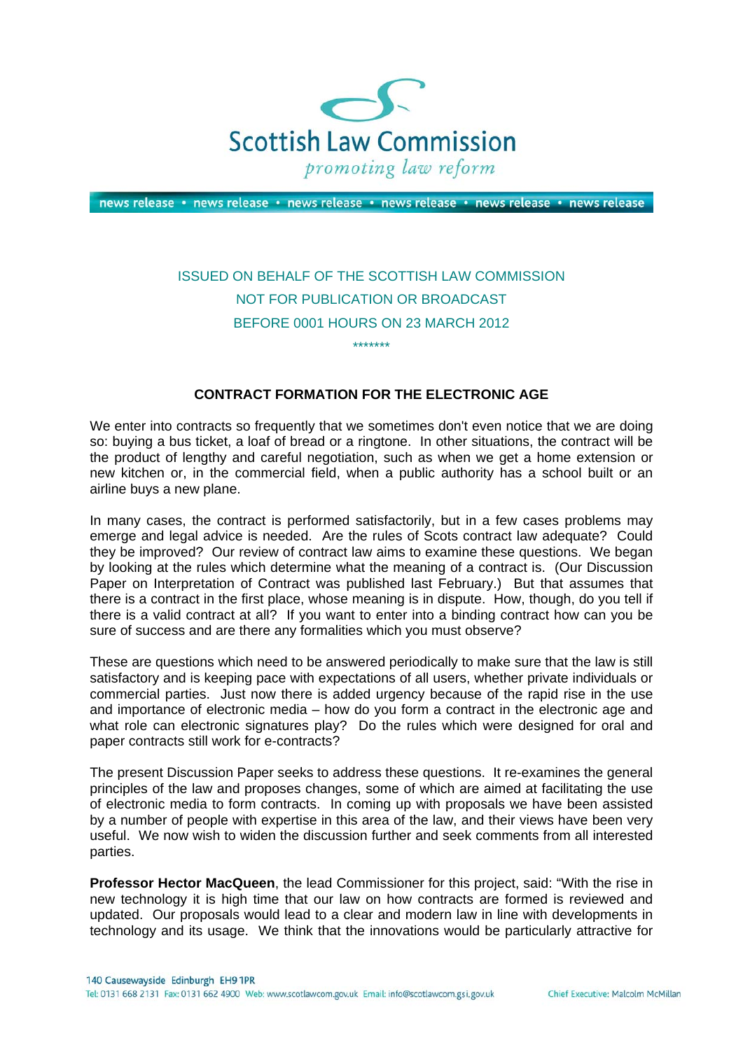# Scottish Law Commission

*promoting law reform*

news release • news release • news release • news release • news release • news release

ISSUED ON BEHALF OF THE SCOTTISH LAW COMMISSION

NOT FOR PUBLICATION OR BROADCAST

BEFORE 0001 HOURS ON 23 MARCH 2012

*******

**CONTRACT FORMATION FOR THE ELECTRONIC AGE**

We enter into contracts so frequently that we sometimes don't even notice that we are doing so: buying a bus ticket, a loaf of bread or a ringtone. In other situations, the contract will be the product of lengthy and careful negotiation, such as when we get a home extension or new kitchen or, in the commercial field, when a public authority has a school built or an airline buys a new plane.

In many cases, the contract is performed satisfactorily, but in a few cases problems may emerge and legal advice is needed. Are the rules of Scots contract law adequate? Could they be improved? Our review of contract law aims to examine these questions. We began by looking at the rules which determine what the meaning of a contract is. (Our Discussion Paper on Interpretation of Contract was published last February.) But that assumes that there is a contract in the first place, whose meaning is in dispute. How, though, do you tell if there is a valid contract at all? If you want to enter into a binding contract how can you be sure of success and are there any formalities which you must observe?

These are questions which need to be answered periodically to make sure that the law is still satisfactory and is keeping pace with expectations of all users, whether private individuals or commercial parties. Just now there is added urgency because of the rapid rise in the use and importance of electronic media – how do you form a contract in the electronic age and what role can electronic signatures play? Do the rules which were designed for oral and paper contracts still work for e-contracts?

The present Discussion Paper seeks to address these questions. It re-examines the general principles of the law and proposes changes, some of which are aimed at facilitating the use of electronic media to form contracts. In coming up with proposals we have been assisted by a number of people with expertise in this area of the law, and their views have been very useful. We now wish to widen the discussion further and seek comments from all interested parties.

**Professor Hector MacQueen**, the lead Commissioner for this project, said: "With the rise in new technology it is high time that our law on how contracts are formed is reviewed and updated. Our proposals would lead to a clear and modern law in line with developments in technology and its usage. We think that the innovations would be particularly attractive for

140 Causewayside Edinburgh EH9 1PR

Tel: 0131 668 2131 Fax: 0131 662 4900 Web: www.scotlawcom.gov.uk Email: info@scotlawcom.gsi.gov.uk

Chief Executive: Malcolm McMillan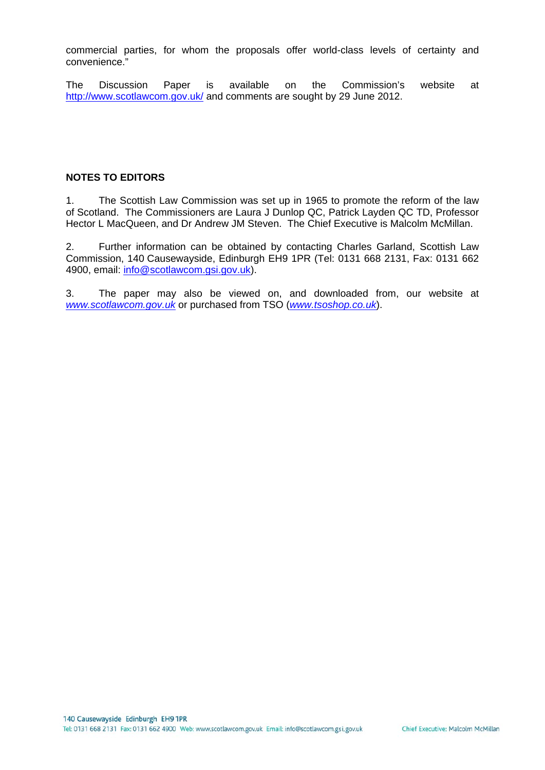commercial parties, for whom the proposals offer world-class levels of certainty and convenience."

The Discussion Paper is available on the Commission's website at http://www.scotlawcom.gov.uk/ and comments are sought by 29 June 2012.

**NOTES TO EDITORS**

1. The Scottish Law Commission was set up in 1965 to promote the reform of the law of Scotland. The Commissioners are Laura J Dunlop QC, Patrick Layden QC TD, Professor Hector L MacQueen, and Dr Andrew JM Steven. The Chief Executive is Malcolm McMillan.

2. Further information can be obtained by contacting Charles Garland, Scottish Law Commission, 140 Causewayside, Edinburgh EH9 1PR (Tel: 0131 668 2131, Fax: 0131 662 4900, email: info@scotlawcom.gsi.gov.uk).

3. The paper may also be viewed on, and downloaded from, our website at *www.scotlawcom.gov.uk* or purchased from TSO (*www.tsoshop.co.uk*).